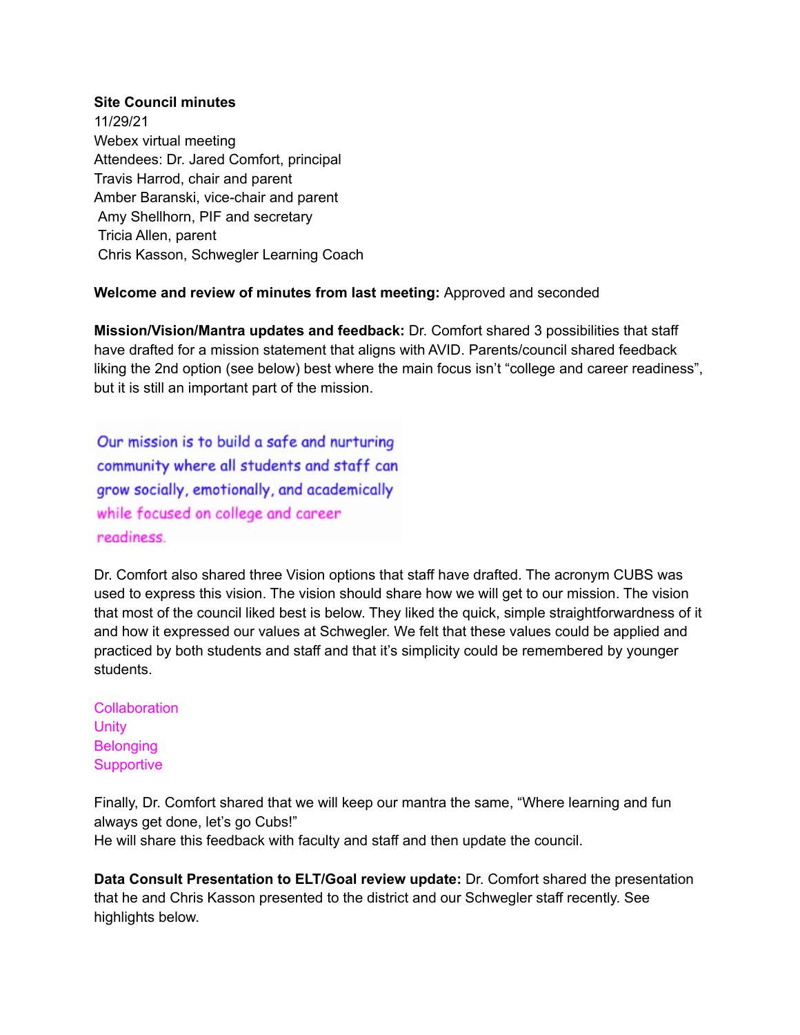**Site Council minutes**
11/29/21
Webex virtual meeting
Attendees: Dr. Jared Comfort, principal
Travis Harrod, chair and parent
Amber Baranski, vice-chair and parent
Amy Shellhorn, PIF and secretary
Tricia Allen, parent
Chris Kasson, Schwegler Learning Coach

**Welcome and review of minutes from last meeting:** Approved and seconded

**Mission/Vision/Mantra updates and feedback:** Dr. Comfort shared 3 possibilities that staff have drafted for a mission statement that aligns with AVID. Parents/council shared feedback liking the 2nd option (see below) best where the main focus isn't "college and career readiness", but it is still an important part of the mission.

Our mission is to build a safe and nurturing community where all students and staff can grow socially, emotionally, and academically while focused on college and career readiness.

Dr. Comfort also shared three Vision options that staff have drafted. The acronym CUBS was used to express this vision. The vision should share how we will get to our mission. The vision that most of the council liked best is below. They liked the quick, simple straightforwardness of it and how it expressed our values at Schwegler. We felt that these values could be applied and practiced by both students and staff and that it's simplicity could be remembered by younger students.

Collaboration
Unity
Belonging
Supportive

Finally, Dr. Comfort shared that we will keep our mantra the same, "Where learning and fun always get done, let's go Cubs!"
He will share this feedback with faculty and staff and then update the council.

**Data Consult Presentation to ELT/Goal review update:** Dr. Comfort shared the presentation that he and Chris Kasson presented to the district and our Schwegler staff recently. See highlights below.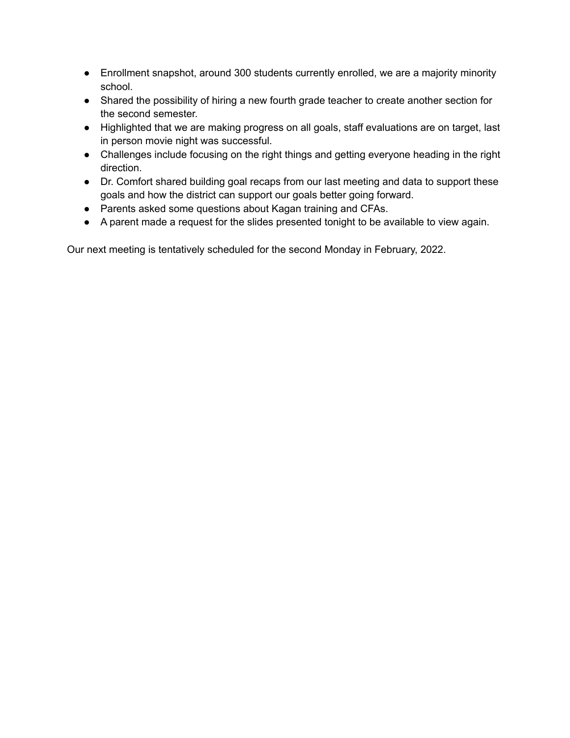- Enrollment snapshot, around 300 students currently enrolled, we are a majority minority school.
- Shared the possibility of hiring a new fourth grade teacher to create another section for the second semester.
- Highlighted that we are making progress on all goals, staff evaluations are on target, last in person movie night was successful.
- Challenges include focusing on the right things and getting everyone heading in the right direction.
- Dr. Comfort shared building goal recaps from our last meeting and data to support these goals and how the district can support our goals better going forward.
- Parents asked some questions about Kagan training and CFAs.
- A parent made a request for the slides presented tonight to be available to view again.

Our next meeting is tentatively scheduled for the second Monday in February, 2022.